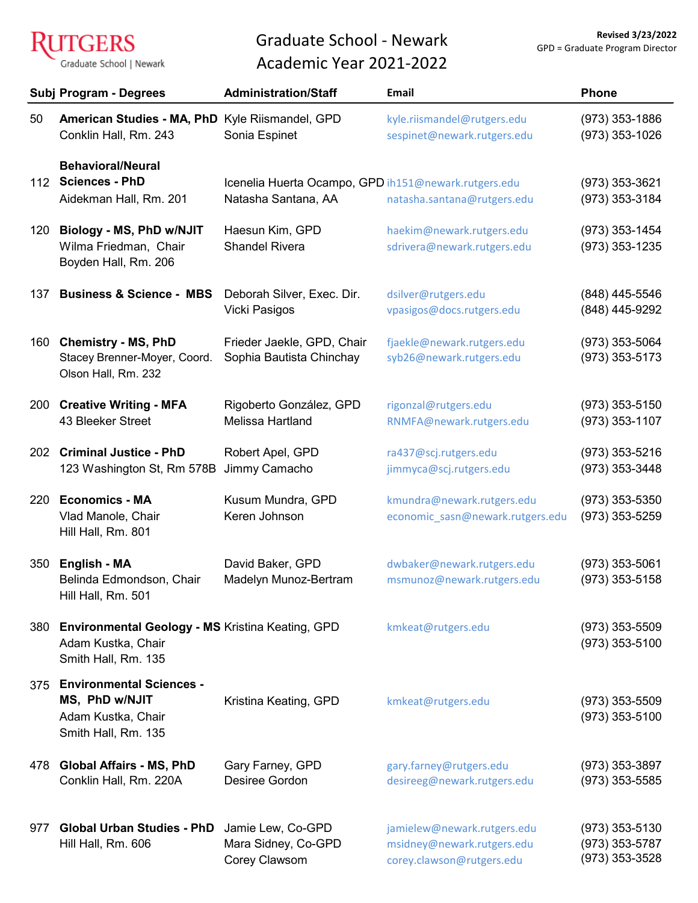RUTGERS
Graduate School | Newark

# Graduate School - Newark
# Academic Year 2021-2022

**Revised 3/23/2022**
GPD = Graduate Program Director

| Subj | Program - Degrees | Administration/Staff | Email | Phone |
|---|---|---|---|---|
| 50 | **American Studies - MA, PhD**<br>Conklin Hall, Rm. 243 | Kyle Riismandel, GPD<br>Sonia Espinet | kyle.riismandel@rutgers.edu<br>sespinet@newark.rutgers.edu | (973) 353-1886<br>(973) 353-1026 |
| 112 | **Behavioral/Neural Sciences - PhD**<br>Aidekman Hall, Rm. 201 | Icenelia Huerta Ocampo, GPD<br>Natasha Santana, AA | ih151@newark.rutgers.edu<br>natasha.santana@rutgers.edu | (973) 353-3621<br>(973) 353-3184 |
| 120 | **Biology - MS, PhD w/NJIT**<br>Wilma Friedman, Chair<br>Boyden Hall, Rm. 206 | Haesun Kim, GPD<br>Shandel Rivera | haekim@newark.rutgers.edu<br>sdrivera@newark.rutgers.edu | (973) 353-1454<br>(973) 353-1235 |
| 137 | **Business & Science - MBS** | Deborah Silver, Exec. Dir.<br>Vicki Pasigos | dsilver@rutgers.edu<br>vpasigos@docs.rutgers.edu | (848) 445-5546<br>(848) 445-9292 |
| 160 | **Chemistry - MS, PhD**<br>Stacey Brenner-Moyer, Coord.<br>Olson Hall, Rm. 232 | Frieder Jaekle, GPD, Chair<br>Sophia Bautista Chinchay | fjaekle@newark.rutgers.edu<br>syb26@newark.rutgers.edu | (973) 353-5064<br>(973) 353-5173 |
| 200 | **Creative Writing - MFA**<br>43 Bleeker Street | Rigoberto González, GPD<br>Melissa Hartland | rigonzal@rutgers.edu<br>RNMFA@newark.rutgers.edu | (973) 353-5150<br>(973) 353-1107 |
| 202 | **Criminal Justice - PhD**<br>123 Washington St, Rm 578B | Robert Apel, GPD<br>Jimmy Camacho | ra437@scj.rutgers.edu<br>jimmyca@scj.rutgers.edu | (973) 353-5216<br>(973) 353-3448 |
| 220 | **Economics - MA**<br>Vlad Manole, Chair<br>Hill Hall, Rm. 801 | Kusum Mundra, GPD<br>Keren Johnson | kmundra@newark.rutgers.edu<br>economic_sasn@newark.rutgers.edu | (973) 353-5350<br>(973) 353-5259 |
| 350 | **English - MA**<br>Belinda Edmondson, Chair<br>Hill Hall, Rm. 501 | David Baker, GPD<br>Madelyn Munoz-Bertram | dwbaker@newark.rutgers.edu<br>msmunoz@newark.rutgers.edu | (973) 353-5061<br>(973) 353-5158 |
| 380 | **Environmental Geology - MS**<br>Adam Kustka, Chair<br>Smith Hall, Rm. 135 | Kristina Keating, GPD | kmkeat@rutgers.edu | (973) 353-5509<br>(973) 353-5100 |
| 375 | **Environmental Sciences - MS, PhD w/NJIT**<br>Adam Kustka, Chair<br>Smith Hall, Rm. 135 | Kristina Keating, GPD | kmkeat@rutgers.edu | (973) 353-5509<br>(973) 353-5100 |
| 478 | **Global Affairs - MS, PhD**<br>Conklin Hall, Rm. 220A | Gary Farney, GPD<br>Desiree Gordon | gary.farney@rutgers.edu<br>desireeg@newark.rutgers.edu | (973) 353-3897<br>(973) 353-5585 |
| 977 | **Global Urban Studies - PhD**<br>Hill Hall, Rm. 606 | Jamie Lew, Co-GPD<br>Mara Sidney, Co-GPD<br>Corey Clawsom | jamielew@newark.rutgers.edu<br>msidney@newark.rutgers.edu<br>corey.clawson@rutgers.edu | (973) 353-5130<br>(973) 353-5787<br>(973) 353-3528 |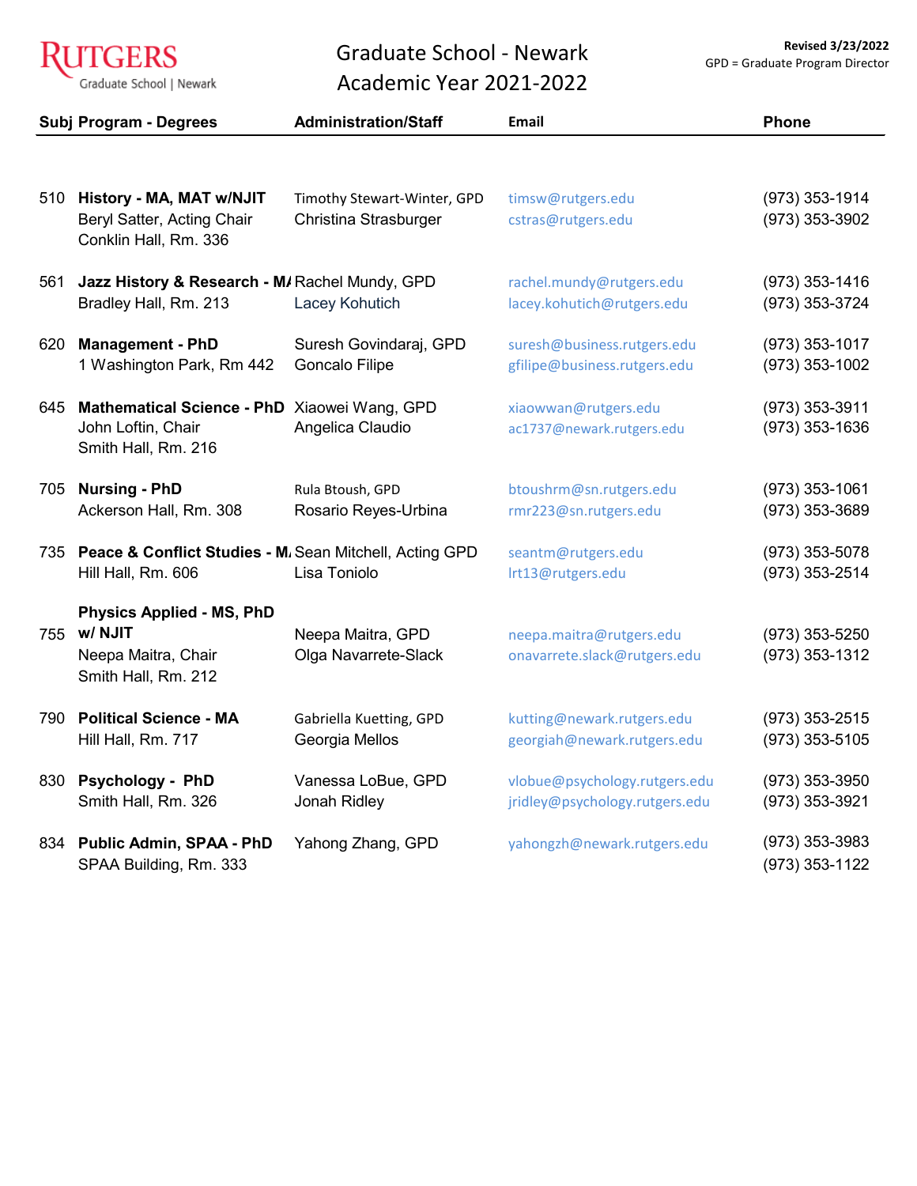Graduate School - Newark
Academic Year 2021-2022

**Revised 3/23/2022**
GPD = Graduate Program Director

| Subj | Program - Degrees | Administration/Staff | Email | Phone |
|---|---|---|---|---|
| 510 | **History - MA, MAT w/NJIT**<br>Beryl Satter, Acting Chair<br>Conklin Hall, Rm. 336 | Timothy Stewart-Winter, GPD<br>Christina Strasburger | timsw@rutgers.edu<br>cstras@rutgers.edu | (973) 353-1914<br>(973) 353-3902 |
| 561 | **Jazz History & Research - MA**<br>Bradley Hall, Rm. 213 | Rachel Mundy, GPD<br>Lacey Kohutich | rachel.mundy@rutgers.edu<br>lacey.kohutich@rutgers.edu | (973) 353-1416<br>(973) 353-3724 |
| 620 | **Management - PhD**<br>1 Washington Park, Rm 442 | Suresh Govindaraj, GPD<br>Goncalo Filipe | suresh@business.rutgers.edu<br>gfilipe@business.rutgers.edu | (973) 353-1017<br>(973) 353-1002 |
| 645 | **Mathematical Science - PhD**<br>John Loftin, Chair<br>Smith Hall, Rm. 216 | Xiaowei Wang, GPD<br>Angelica Claudio | xiaowwan@rutgers.edu<br>ac1737@newark.rutgers.edu | (973) 353-3911<br>(973) 353-1636 |
| 705 | **Nursing - PhD**<br>Ackerson Hall, Rm. 308 | Rula Btoush, GPD<br>Rosario Reyes-Urbina | btoushrm@sn.rutgers.edu<br>rmr223@sn.rutgers.edu | (973) 353-1061<br>(973) 353-3689 |
| 735 | **Peace & Conflict Studies - MA**<br>Hill Hall, Rm. 606 | Sean Mitchell, Acting GPD<br>Lisa Toniolo | seantm@rutgers.edu<br>lrt13@rutgers.edu | (973) 353-5078<br>(973) 353-2514 |
| 755 | **Physics Applied - MS, PhD w/ NJIT**<br>Neepa Maitra, Chair<br>Smith Hall, Rm. 212 | Neepa Maitra, GPD<br>Olga Navarrete-Slack | neepa.maitra@rutgers.edu<br>onavarrete.slack@rutgers.edu | (973) 353-5250<br>(973) 353-1312 |
| 790 | **Political Science - MA**<br>Hill Hall, Rm. 717 | Gabriella Kuetting, GPD<br>Georgia Mellos | kutting@newark.rutgers.edu<br>georgiah@newark.rutgers.edu | (973) 353-2515<br>(973) 353-5105 |
| 830 | **Psychology - PhD**<br>Smith Hall, Rm. 326 | Vanessa LoBue, GPD<br>Jonah Ridley | vlobue@psychology.rutgers.edu<br>jridley@psychology.rutgers.edu | (973) 353-3950<br>(973) 353-3921 |
| 834 | **Public Admin, SPAA - PhD**<br>SPAA Building, Rm. 333 | Yahong Zhang, GPD | yahongzh@newark.rutgers.edu | (973) 353-3983<br>(973) 353-1122 |